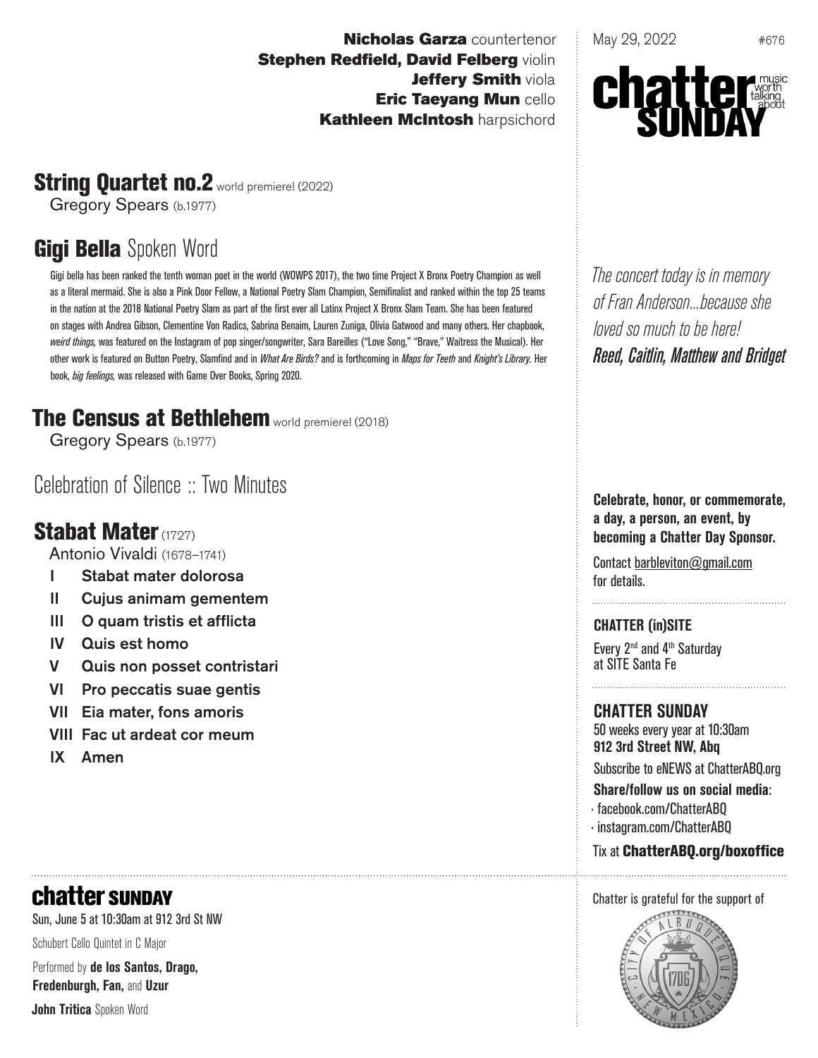**Nicholas Garza** countertenor
**Stephen Redfield, David Felberg** violin
**Jeffery Smith** viola
**Eric Taeyang Mun** cello
**Kathleen McIntosh** harpsichord

May 29, 2022 #676

**chatter SUNDAY** music worth talking about

## String Quartet no.2 world premiere! (2022)

Gregory Spears (b.1977)

## Gigi Bella Spoken Word

Gigi bella has been ranked the tenth woman poet in the world (WOWPS 2017), the two time Project X Bronx Poetry Champion as well as a literal mermaid. She is also a Pink Door Fellow, a National Poetry Slam Champion, Semifinalist and ranked within the top 25 teams in the nation at the 2018 National Poetry Slam as part of the first ever all Latinx Project X Bronx Slam Team. She has been featured on stages with Andrea Gibson, Clementine Von Radics, Sabrina Benaim, Lauren Zuniga, Olivia Gatwood and many others. Her chapbook, *weird things,* was featured on the Instagram of pop singer/songwriter, Sara Bareilles ("Love Song," "Brave," Waitress the Musical). Her other work is featured on Button Poetry, Slamfind and in *What Are Birds?* and is forthcoming in *Maps for Teeth* and *Knight's Library.* Her book, *big feelings,* was released with Game Over Books, Spring 2020.

## The Census at Bethlehem world premiere! (2018)

Gregory Spears (b.1977)

## Celebration of Silence :: Two Minutes

## Stabat Mater (1727)

Antonio Vivaldi (1678–1741)

- I Stabat mater dolorosa
- II Cujus animam gementem
- III O quam tristis et afflicta
- IV Quis est homo
- V Quis non posset contristari
- VI Pro peccatis suae gentis
- VII Eia mater, fons amoris
- VIII Fac ut ardeat cor meum
- IX Amen

*The concert today is in memory of Fran Anderson...because she loved so much to be here!*
***Reed, Caitlin, Matthew and Bridget***

**Celebrate, honor, or commemorate, a day, a person, an event, by becoming a Chatter Day Sponsor.**

Contact barbleviton@gmail.com for details.

**CHATTER (in)SITE**

Every 2nd and 4th Saturday at SITE Santa Fe

**CHATTER SUNDAY**

50 weeks every year at 10:30am
**912 3rd Street NW, Abq**

Subscribe to eNEWS at ChatterABQ.org

**Share/follow us on social media:**

- facebook.com/ChatterABQ
- instagram.com/ChatterABQ

Tix at **ChatterABQ.org/boxoffice**

## chatter SUNDAY

Sun, June 5 at 10:30am at 912 3rd St NW

Schubert Cello Quintet in C Major

Performed by **de los Santos, Drago, Fredenburgh, Fan,** and **Uzur**

**John Tritica** Spoken Word

Chatter is grateful for the support of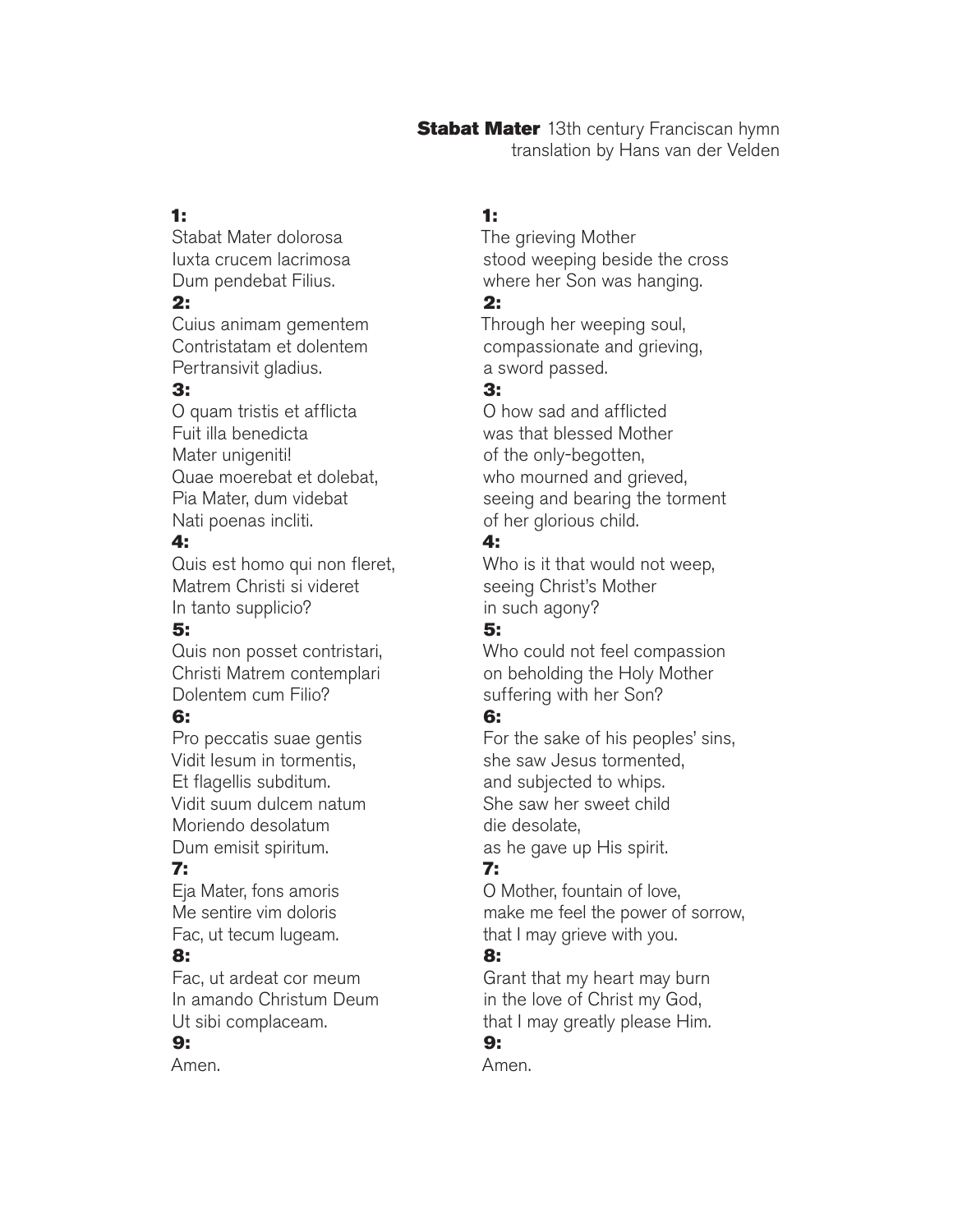**Stabat Mater** 13th century Franciscan hymn
translation by Hans van der Velden

**1:**
Stabat Mater dolorosa
Iuxta crucem lacrimosa
Dum pendebat Filius.

**2:**
Cuius animam gementem
Contristatam et dolentem
Pertransivit gladius.

**3:**
O quam tristis et afflicta
Fuit illa benedicta
Mater unigeniti!
Quae moerebat et dolebat,
Pia Mater, dum videbat
Nati poenas incliti.

**4:**
Quis est homo qui non fleret,
Matrem Christi si videret
In tanto supplicio?

**5:**
Quis non posset contristari,
Christi Matrem contemplari
Dolentem cum Filio?

**6:**
Pro peccatis suae gentis
Vidit Iesum in tormentis,
Et flagellis subditum.
Vidit suum dulcem natum
Moriendo desolatum
Dum emisit spiritum.

**7:**
Eja Mater, fons amoris
Me sentire vim doloris
Fac, ut tecum lugeam.

**8:**
Fac, ut ardeat cor meum
In amando Christum Deum
Ut sibi complaceam.

**9:**
Amen.

**1:**
The grieving Mother
stood weeping beside the cross
where her Son was hanging.

**2:**
Through her weeping soul,
compassionate and grieving,
a sword passed.

**3:**
O how sad and afflicted
was that blessed Mother
of the only-begotten,
who mourned and grieved,
seeing and bearing the torment
of her glorious child.

**4:**
Who is it that would not weep,
seeing Christ's Mother
in such agony?

**5:**
Who could not feel compassion
on beholding the Holy Mother
suffering with her Son?

**6:**
For the sake of his peoples' sins,
she saw Jesus tormented,
and subjected to whips.
She saw her sweet child
die desolate,
as he gave up His spirit.

**7:**
O Mother, fountain of love,
make me feel the power of sorrow,
that I may grieve with you.

**8:**
Grant that my heart may burn
in the love of Christ my God,
that I may greatly please Him.

**9:**
Amen.